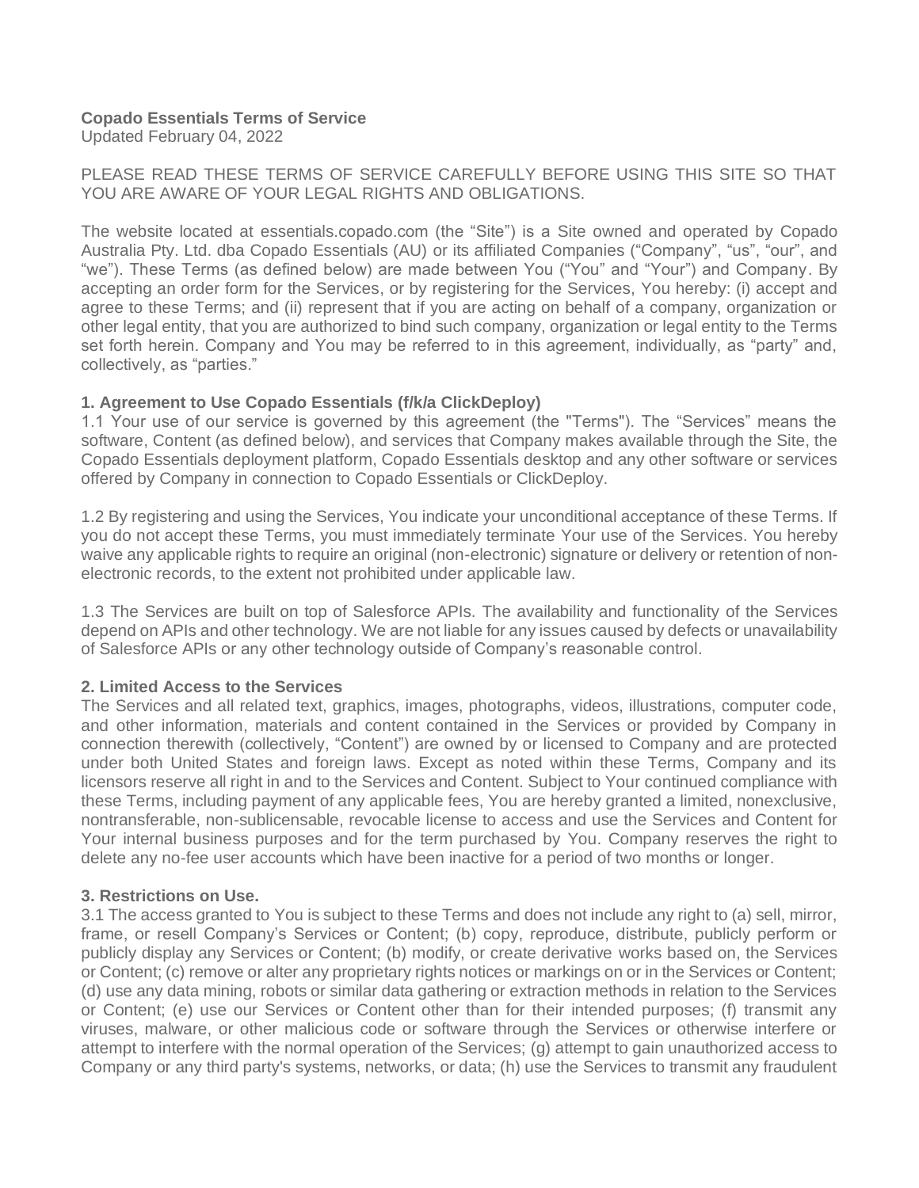**Copado Essentials Terms of Service**

Updated February 04, 2022

PLEASE READ THESE TERMS OF SERVICE CAREFULLY BEFORE USING THIS SITE SO THAT YOU ARE AWARE OF YOUR LEGAL RIGHTS AND OBLIGATIONS.

The website located at essentials.copado.com (the "Site") is a Site owned and operated by Copado Australia Pty. Ltd. dba Copado Essentials (AU) or its affiliated Companies ("Company", "us", "our", and "we"). These Terms (as defined below) are made between You ("You" and "Your") and Company. By accepting an order form for the Services, or by registering for the Services, You hereby: (i) accept and agree to these Terms; and (ii) represent that if you are acting on behalf of a company, organization or other legal entity, that you are authorized to bind such company, organization or legal entity to the Terms set forth herein. Company and You may be referred to in this agreement, individually, as "party" and, collectively, as "parties."

**1. Agreement to Use Copado Essentials (f/k/a ClickDeploy)**

1.1 Your use of our service is governed by this agreement (the "Terms"). The "Services" means the software, Content (as defined below), and services that Company makes available through the Site, the Copado Essentials deployment platform, Copado Essentials desktop and any other software or services offered by Company in connection to Copado Essentials or ClickDeploy.

1.2 By registering and using the Services, You indicate your unconditional acceptance of these Terms. If you do not accept these Terms, you must immediately terminate Your use of the Services. You hereby waive any applicable rights to require an original (non-electronic) signature or delivery or retention of non-electronic records, to the extent not prohibited under applicable law.

1.3 The Services are built on top of Salesforce APIs. The availability and functionality of the Services depend on APIs and other technology. We are not liable for any issues caused by defects or unavailability of Salesforce APIs or any other technology outside of Company's reasonable control.

**2. Limited Access to the Services**

The Services and all related text, graphics, images, photographs, videos, illustrations, computer code, and other information, materials and content contained in the Services or provided by Company in connection therewith (collectively, "Content") are owned by or licensed to Company and are protected under both United States and foreign laws. Except as noted within these Terms, Company and its licensors reserve all right in and to the Services and Content. Subject to Your continued compliance with these Terms, including payment of any applicable fees, You are hereby granted a limited, nonexclusive, nontransferable, non-sublicensable, revocable license to access and use the Services and Content for Your internal business purposes and for the term purchased by You. Company reserves the right to delete any no-fee user accounts which have been inactive for a period of two months or longer.

**3. Restrictions on Use.**

3.1 The access granted to You is subject to these Terms and does not include any right to (a) sell, mirror, frame, or resell Company's Services or Content; (b) copy, reproduce, distribute, publicly perform or publicly display any Services or Content; (b) modify, or create derivative works based on, the Services or Content; (c) remove or alter any proprietary rights notices or markings on or in the Services or Content; (d) use any data mining, robots or similar data gathering or extraction methods in relation to the Services or Content; (e) use our Services or Content other than for their intended purposes; (f) transmit any viruses, malware, or other malicious code or software through the Services or otherwise interfere or attempt to interfere with the normal operation of the Services; (g) attempt to gain unauthorized access to Company or any third party's systems, networks, or data; (h) use the Services to transmit any fraudulent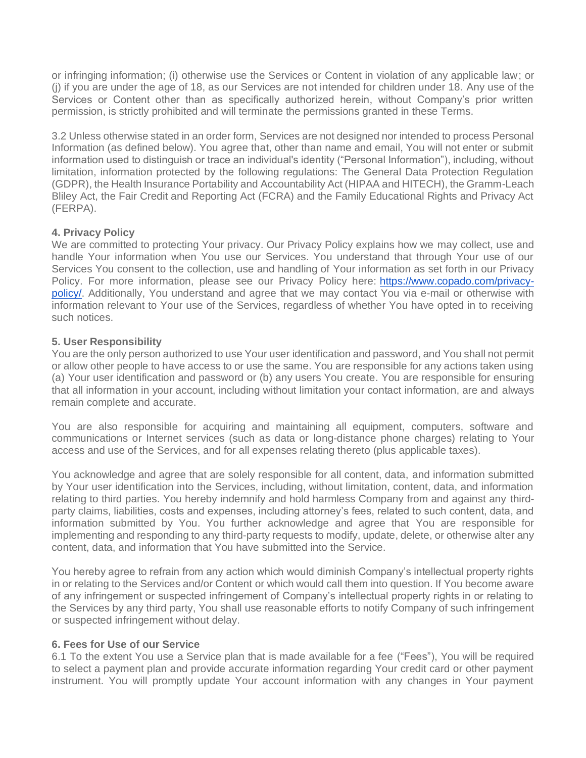or infringing information; (i) otherwise use the Services or Content in violation of any applicable law; or (j) if you are under the age of 18, as our Services are not intended for children under 18. Any use of the Services or Content other than as specifically authorized herein, without Company's prior written permission, is strictly prohibited and will terminate the permissions granted in these Terms.

3.2 Unless otherwise stated in an order form, Services are not designed nor intended to process Personal Information (as defined below). You agree that, other than name and email, You will not enter or submit information used to distinguish or trace an individual's identity ("Personal Information"), including, without limitation, information protected by the following regulations: The General Data Protection Regulation (GDPR), the Health Insurance Portability and Accountability Act (HIPAA and HITECH), the Gramm-Leach Bliley Act, the Fair Credit and Reporting Act (FCRA) and the Family Educational Rights and Privacy Act (FERPA).

**4. Privacy Policy**

We are committed to protecting Your privacy. Our Privacy Policy explains how we may collect, use and handle Your information when You use our Services. You understand that through Your use of our Services You consent to the collection, use and handling of Your information as set forth in our Privacy Policy. For more information, please see our Privacy Policy here: [https://www.copado.com/privacy-policy/](https://www.copado.com/privacy-policy/). Additionally, You understand and agree that we may contact You via e-mail or otherwise with information relevant to Your use of the Services, regardless of whether You have opted in to receiving such notices.

**5. User Responsibility**

You are the only person authorized to use Your user identification and password, and You shall not permit or allow other people to have access to or use the same. You are responsible for any actions taken using (a) Your user identification and password or (b) any users You create. You are responsible for ensuring that all information in your account, including without limitation your contact information, are and always remain complete and accurate.

You are also responsible for acquiring and maintaining all equipment, computers, software and communications or Internet services (such as data or long-distance phone charges) relating to Your access and use of the Services, and for all expenses relating thereto (plus applicable taxes).

You acknowledge and agree that are solely responsible for all content, data, and information submitted by Your user identification into the Services, including, without limitation, content, data, and information relating to third parties. You hereby indemnify and hold harmless Company from and against any third-party claims, liabilities, costs and expenses, including attorney's fees, related to such content, data, and information submitted by You. You further acknowledge and agree that You are responsible for implementing and responding to any third-party requests to modify, update, delete, or otherwise alter any content, data, and information that You have submitted into the Service.

You hereby agree to refrain from any action which would diminish Company's intellectual property rights in or relating to the Services and/or Content or which would call them into question. If You become aware of any infringement or suspected infringement of Company's intellectual property rights in or relating to the Services by any third party, You shall use reasonable efforts to notify Company of such infringement or suspected infringement without delay.

**6. Fees for Use of our Service**

6.1 To the extent You use a Service plan that is made available for a fee ("Fees"), You will be required to select a payment plan and provide accurate information regarding Your credit card or other payment instrument. You will promptly update Your account information with any changes in Your payment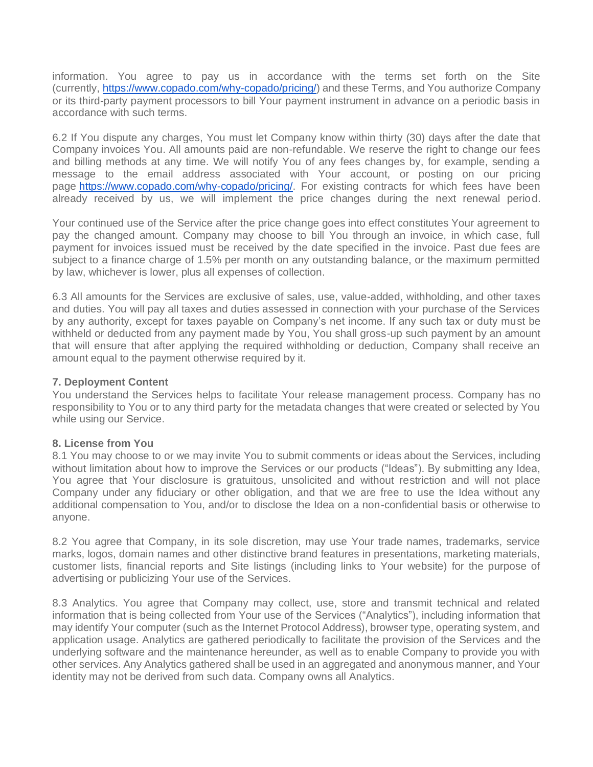information. You agree to pay us in accordance with the terms set forth on the Site (currently, https://www.copado.com/why-copado/pricing/) and these Terms, and You authorize Company or its third-party payment processors to bill Your payment instrument in advance on a periodic basis in accordance with such terms.

6.2 If You dispute any charges, You must let Company know within thirty (30) days after the date that Company invoices You. All amounts paid are non-refundable. We reserve the right to change our fees and billing methods at any time. We will notify You of any fees changes by, for example, sending a message to the email address associated with Your account, or posting on our pricing page https://www.copado.com/why-copado/pricing/. For existing contracts for which fees have been already received by us, we will implement the price changes during the next renewal period.

Your continued use of the Service after the price change goes into effect constitutes Your agreement to pay the changed amount. Company may choose to bill You through an invoice, in which case, full payment for invoices issued must be received by the date specified in the invoice. Past due fees are subject to a finance charge of 1.5% per month on any outstanding balance, or the maximum permitted by law, whichever is lower, plus all expenses of collection.

6.3 All amounts for the Services are exclusive of sales, use, value-added, withholding, and other taxes and duties. You will pay all taxes and duties assessed in connection with your purchase of the Services by any authority, except for taxes payable on Company's net income. If any such tax or duty must be withheld or deducted from any payment made by You, You shall gross-up such payment by an amount that will ensure that after applying the required withholding or deduction, Company shall receive an amount equal to the payment otherwise required by it.

**7. Deployment Content**

You understand the Services helps to facilitate Your release management process. Company has no responsibility to You or to any third party for the metadata changes that were created or selected by You while using our Service.

**8. License from You**

8.1 You may choose to or we may invite You to submit comments or ideas about the Services, including without limitation about how to improve the Services or our products ("Ideas"). By submitting any Idea, You agree that Your disclosure is gratuitous, unsolicited and without restriction and will not place Company under any fiduciary or other obligation, and that we are free to use the Idea without any additional compensation to You, and/or to disclose the Idea on a non-confidential basis or otherwise to anyone.

8.2 You agree that Company, in its sole discretion, may use Your trade names, trademarks, service marks, logos, domain names and other distinctive brand features in presentations, marketing materials, customer lists, financial reports and Site listings (including links to Your website) for the purpose of advertising or publicizing Your use of the Services.

8.3 Analytics. You agree that Company may collect, use, store and transmit technical and related information that is being collected from Your use of the Services ("Analytics"), including information that may identify Your computer (such as the Internet Protocol Address), browser type, operating system, and application usage. Analytics are gathered periodically to facilitate the provision of the Services and the underlying software and the maintenance hereunder, as well as to enable Company to provide you with other services. Any Analytics gathered shall be used in an aggregated and anonymous manner, and Your identity may not be derived from such data. Company owns all Analytics.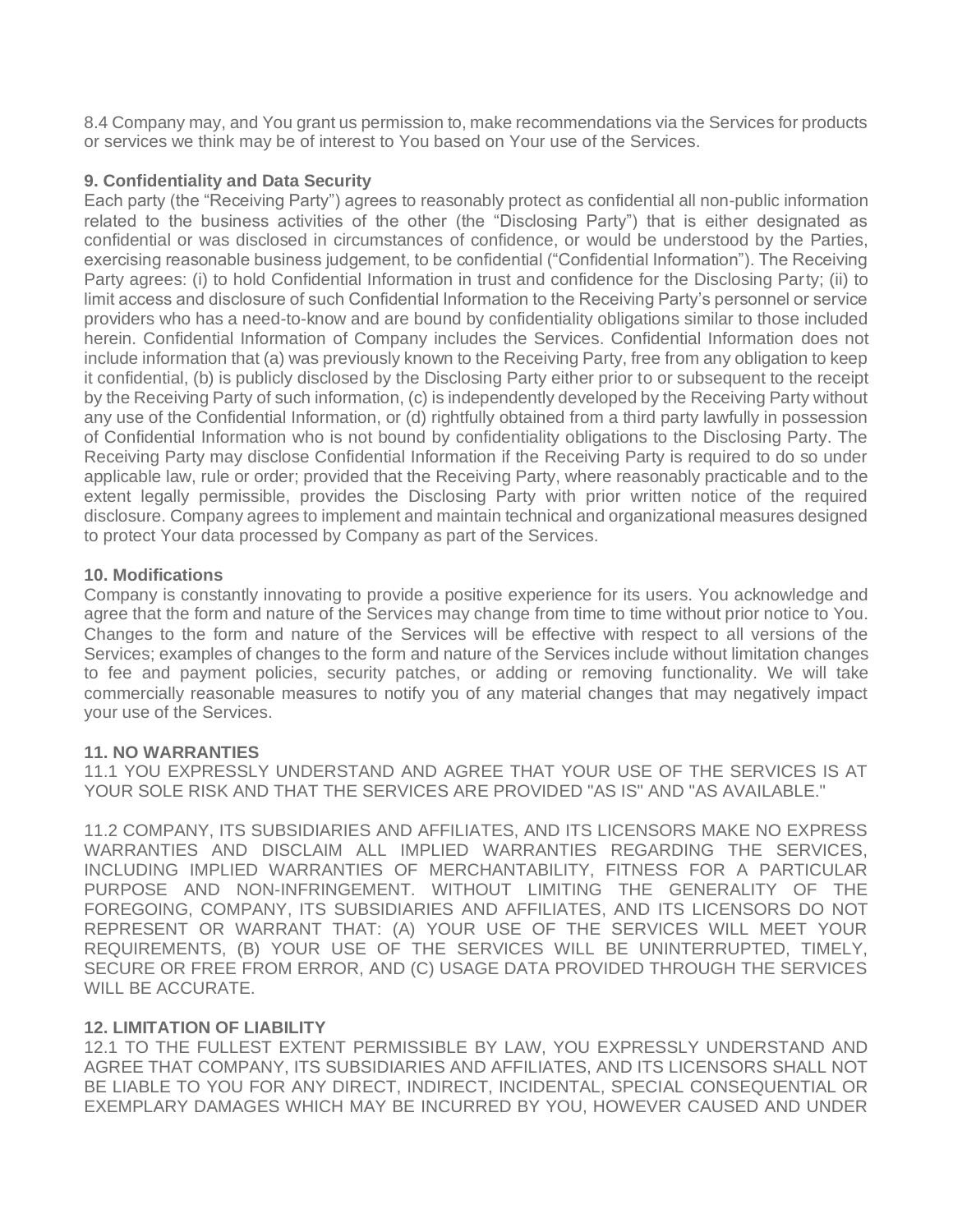8.4 Company may, and You grant us permission to, make recommendations via the Services for products or services we think may be of interest to You based on Your use of the Services.

**9. Confidentiality and Data Security**

Each party (the "Receiving Party") agrees to reasonably protect as confidential all non-public information related to the business activities of the other (the "Disclosing Party") that is either designated as confidential or was disclosed in circumstances of confidence, or would be understood by the Parties, exercising reasonable business judgement, to be confidential ("Confidential Information"). The Receiving Party agrees: (i) to hold Confidential Information in trust and confidence for the Disclosing Party; (ii) to limit access and disclosure of such Confidential Information to the Receiving Party's personnel or service providers who has a need-to-know and are bound by confidentiality obligations similar to those included herein. Confidential Information of Company includes the Services. Confidential Information does not include information that (a) was previously known to the Receiving Party, free from any obligation to keep it confidential, (b) is publicly disclosed by the Disclosing Party either prior to or subsequent to the receipt by the Receiving Party of such information, (c) is independently developed by the Receiving Party without any use of the Confidential Information, or (d) rightfully obtained from a third party lawfully in possession of Confidential Information who is not bound by confidentiality obligations to the Disclosing Party. The Receiving Party may disclose Confidential Information if the Receiving Party is required to do so under applicable law, rule or order; provided that the Receiving Party, where reasonably practicable and to the extent legally permissible, provides the Disclosing Party with prior written notice of the required disclosure. Company agrees to implement and maintain technical and organizational measures designed to protect Your data processed by Company as part of the Services.

**10. Modifications**

Company is constantly innovating to provide a positive experience for its users. You acknowledge and agree that the form and nature of the Services may change from time to time without prior notice to You. Changes to the form and nature of the Services will be effective with respect to all versions of the Services; examples of changes to the form and nature of the Services include without limitation changes to fee and payment policies, security patches, or adding or removing functionality. We will take commercially reasonable measures to notify you of any material changes that may negatively impact your use of the Services.

**11. NO WARRANTIES**

11.1 YOU EXPRESSLY UNDERSTAND AND AGREE THAT YOUR USE OF THE SERVICES IS AT YOUR SOLE RISK AND THAT THE SERVICES ARE PROVIDED "AS IS" AND "AS AVAILABLE."

11.2 COMPANY, ITS SUBSIDIARIES AND AFFILIATES, AND ITS LICENSORS MAKE NO EXPRESS WARRANTIES AND DISCLAIM ALL IMPLIED WARRANTIES REGARDING THE SERVICES, INCLUDING IMPLIED WARRANTIES OF MERCHANTABILITY, FITNESS FOR A PARTICULAR PURPOSE AND NON-INFRINGEMENT. WITHOUT LIMITING THE GENERALITY OF THE FOREGOING, COMPANY, ITS SUBSIDIARIES AND AFFILIATES, AND ITS LICENSORS DO NOT REPRESENT OR WARRANT THAT: (A) YOUR USE OF THE SERVICES WILL MEET YOUR REQUIREMENTS, (B) YOUR USE OF THE SERVICES WILL BE UNINTERRUPTED, TIMELY, SECURE OR FREE FROM ERROR, AND (C) USAGE DATA PROVIDED THROUGH THE SERVICES WILL BE ACCURATE.

**12. LIMITATION OF LIABILITY**

12.1 TO THE FULLEST EXTENT PERMISSIBLE BY LAW, YOU EXPRESSLY UNDERSTAND AND AGREE THAT COMPANY, ITS SUBSIDIARIES AND AFFILIATES, AND ITS LICENSORS SHALL NOT BE LIABLE TO YOU FOR ANY DIRECT, INDIRECT, INCIDENTAL, SPECIAL CONSEQUENTIAL OR EXEMPLARY DAMAGES WHICH MAY BE INCURRED BY YOU, HOWEVER CAUSED AND UNDER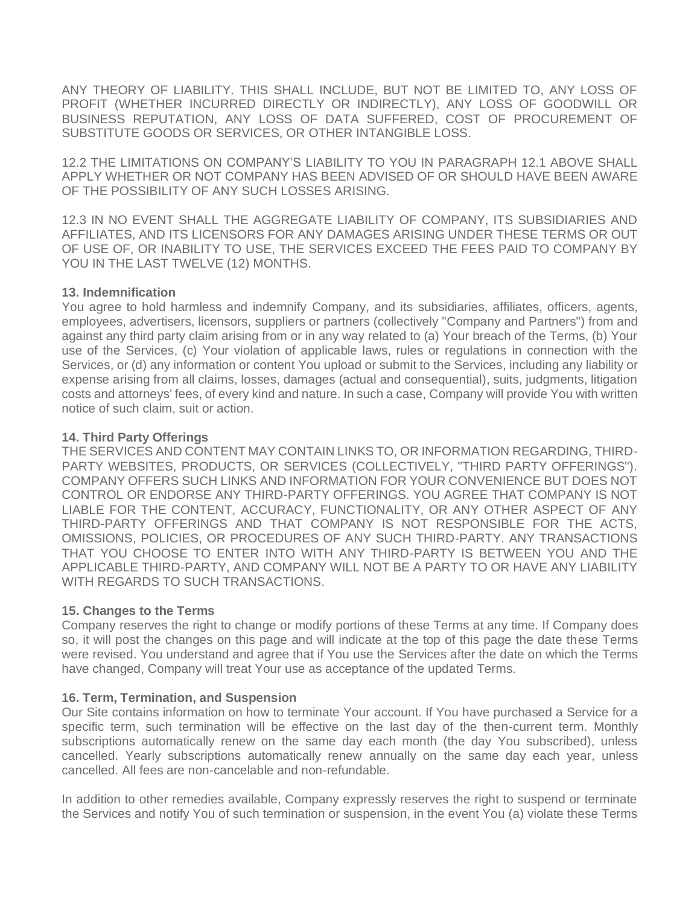ANY THEORY OF LIABILITY. THIS SHALL INCLUDE, BUT NOT BE LIMITED TO, ANY LOSS OF PROFIT (WHETHER INCURRED DIRECTLY OR INDIRECTLY), ANY LOSS OF GOODWILL OR BUSINESS REPUTATION, ANY LOSS OF DATA SUFFERED, COST OF PROCUREMENT OF SUBSTITUTE GOODS OR SERVICES, OR OTHER INTANGIBLE LOSS.

12.2 THE LIMITATIONS ON COMPANY'S LIABILITY TO YOU IN PARAGRAPH 12.1 ABOVE SHALL APPLY WHETHER OR NOT COMPANY HAS BEEN ADVISED OF OR SHOULD HAVE BEEN AWARE OF THE POSSIBILITY OF ANY SUCH LOSSES ARISING.

12.3 IN NO EVENT SHALL THE AGGREGATE LIABILITY OF COMPANY, ITS SUBSIDIARIES AND AFFILIATES, AND ITS LICENSORS FOR ANY DAMAGES ARISING UNDER THESE TERMS OR OUT OF USE OF, OR INABILITY TO USE, THE SERVICES EXCEED THE FEES PAID TO COMPANY BY YOU IN THE LAST TWELVE (12) MONTHS.

**13. Indemnification**

You agree to hold harmless and indemnify Company, and its subsidiaries, affiliates, officers, agents, employees, advertisers, licensors, suppliers or partners (collectively "Company and Partners") from and against any third party claim arising from or in any way related to (a) Your breach of the Terms, (b) Your use of the Services, (c) Your violation of applicable laws, rules or regulations in connection with the Services, or (d) any information or content You upload or submit to the Services, including any liability or expense arising from all claims, losses, damages (actual and consequential), suits, judgments, litigation costs and attorneys' fees, of every kind and nature. In such a case, Company will provide You with written notice of such claim, suit or action.

**14. Third Party Offerings**

THE SERVICES AND CONTENT MAY CONTAIN LINKS TO, OR INFORMATION REGARDING, THIRD-PARTY WEBSITES, PRODUCTS, OR SERVICES (COLLECTIVELY, "THIRD PARTY OFFERINGS"). COMPANY OFFERS SUCH LINKS AND INFORMATION FOR YOUR CONVENIENCE BUT DOES NOT CONTROL OR ENDORSE ANY THIRD-PARTY OFFERINGS. YOU AGREE THAT COMPANY IS NOT LIABLE FOR THE CONTENT, ACCURACY, FUNCTIONALITY, OR ANY OTHER ASPECT OF ANY THIRD-PARTY OFFERINGS AND THAT COMPANY IS NOT RESPONSIBLE FOR THE ACTS, OMISSIONS, POLICIES, OR PROCEDURES OF ANY SUCH THIRD-PARTY. ANY TRANSACTIONS THAT YOU CHOOSE TO ENTER INTO WITH ANY THIRD-PARTY IS BETWEEN YOU AND THE APPLICABLE THIRD-PARTY, AND COMPANY WILL NOT BE A PARTY TO OR HAVE ANY LIABILITY WITH REGARDS TO SUCH TRANSACTIONS.

**15. Changes to the Terms**

Company reserves the right to change or modify portions of these Terms at any time. If Company does so, it will post the changes on this page and will indicate at the top of this page the date these Terms were revised. You understand and agree that if You use the Services after the date on which the Terms have changed, Company will treat Your use as acceptance of the updated Terms.

**16. Term, Termination, and Suspension**

Our Site contains information on how to terminate Your account. If You have purchased a Service for a specific term, such termination will be effective on the last day of the then-current term. Monthly subscriptions automatically renew on the same day each month (the day You subscribed), unless cancelled. Yearly subscriptions automatically renew annually on the same day each year, unless cancelled. All fees are non-cancelable and non-refundable.

In addition to other remedies available, Company expressly reserves the right to suspend or terminate the Services and notify You of such termination or suspension, in the event You (a) violate these Terms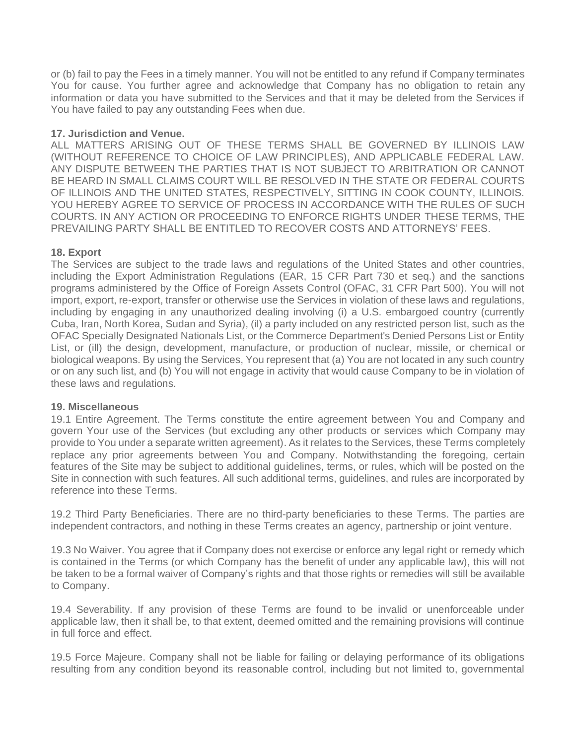or (b) fail to pay the Fees in a timely manner. You will not be entitled to any refund if Company terminates You for cause. You further agree and acknowledge that Company has no obligation to retain any information or data you have submitted to the Services and that it may be deleted from the Services if You have failed to pay any outstanding Fees when due.

**17. Jurisdiction and Venue.**

ALL MATTERS ARISING OUT OF THESE TERMS SHALL BE GOVERNED BY ILLINOIS LAW (WITHOUT REFERENCE TO CHOICE OF LAW PRINCIPLES), AND APPLICABLE FEDERAL LAW. ANY DISPUTE BETWEEN THE PARTIES THAT IS NOT SUBJECT TO ARBITRATION OR CANNOT BE HEARD IN SMALL CLAIMS COURT WILL BE RESOLVED IN THE STATE OR FEDERAL COURTS OF ILLINOIS AND THE UNITED STATES, RESPECTIVELY, SITTING IN COOK COUNTY, ILLINOIS. YOU HEREBY AGREE TO SERVICE OF PROCESS IN ACCORDANCE WITH THE RULES OF SUCH COURTS. IN ANY ACTION OR PROCEEDING TO ENFORCE RIGHTS UNDER THESE TERMS, THE PREVAILING PARTY SHALL BE ENTITLED TO RECOVER COSTS AND ATTORNEYS' FEES.

**18. Export**

The Services are subject to the trade laws and regulations of the United States and other countries, including the Export Administration Regulations (EAR, 15 CFR Part 730 et seq.) and the sanctions programs administered by the Office of Foreign Assets Control (OFAC, 31 CFR Part 500). You will not import, export, re-export, transfer or otherwise use the Services in violation of these laws and regulations, including by engaging in any unauthorized dealing involving (i) a U.S. embargoed country (currently Cuba, Iran, North Korea, Sudan and Syria), (il) a party included on any restricted person list, such as the OFAC Specially Designated Nationals List, or the Commerce Department's Denied Persons List or Entity List, or (ill) the design, development, manufacture, or production of nuclear, missile, or chemical or biological weapons. By using the Services, You represent that (a) You are not located in any such country or on any such list, and (b) You will not engage in activity that would cause Company to be in violation of these laws and regulations.

**19. Miscellaneous**

19.1 Entire Agreement. The Terms constitute the entire agreement between You and Company and govern Your use of the Services (but excluding any other products or services which Company may provide to You under a separate written agreement). As it relates to the Services, these Terms completely replace any prior agreements between You and Company. Notwithstanding the foregoing, certain features of the Site may be subject to additional guidelines, terms, or rules, which will be posted on the Site in connection with such features. All such additional terms, guidelines, and rules are incorporated by reference into these Terms.

19.2 Third Party Beneficiaries. There are no third-party beneficiaries to these Terms. The parties are independent contractors, and nothing in these Terms creates an agency, partnership or joint venture.

19.3 No Waiver. You agree that if Company does not exercise or enforce any legal right or remedy which is contained in the Terms (or which Company has the benefit of under any applicable law), this will not be taken to be a formal waiver of Company's rights and that those rights or remedies will still be available to Company.

19.4 Severability. If any provision of these Terms are found to be invalid or unenforceable under applicable law, then it shall be, to that extent, deemed omitted and the remaining provisions will continue in full force and effect.

19.5 Force Majeure. Company shall not be liable for failing or delaying performance of its obligations resulting from any condition beyond its reasonable control, including but not limited to, governmental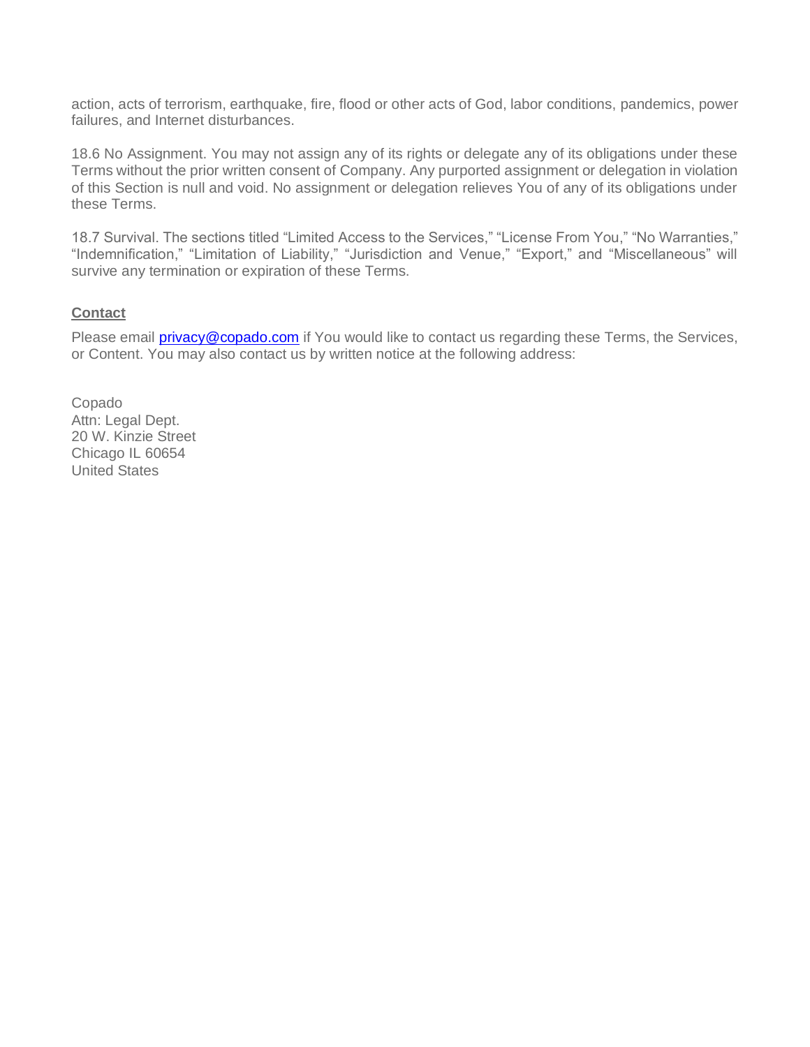action, acts of terrorism, earthquake, fire, flood or other acts of God, labor conditions, pandemics, power failures, and Internet disturbances.

18.6 No Assignment. You may not assign any of its rights or delegate any of its obligations under these Terms without the prior written consent of Company. Any purported assignment or delegation in violation of this Section is null and void. No assignment or delegation relieves You of any of its obligations under these Terms.

18.7 Survival. The sections titled "Limited Access to the Services," "License From You," "No Warranties," "Indemnification," "Limitation of Liability," "Jurisdiction and Venue," "Export," and "Miscellaneous" will survive any termination or expiration of these Terms.

## Contact

Please email privacy@copado.com if You would like to contact us regarding these Terms, the Services, or Content. You may also contact us by written notice at the following address:

Copado
Attn: Legal Dept.
20 W. Kinzie Street
Chicago IL 60654
United States